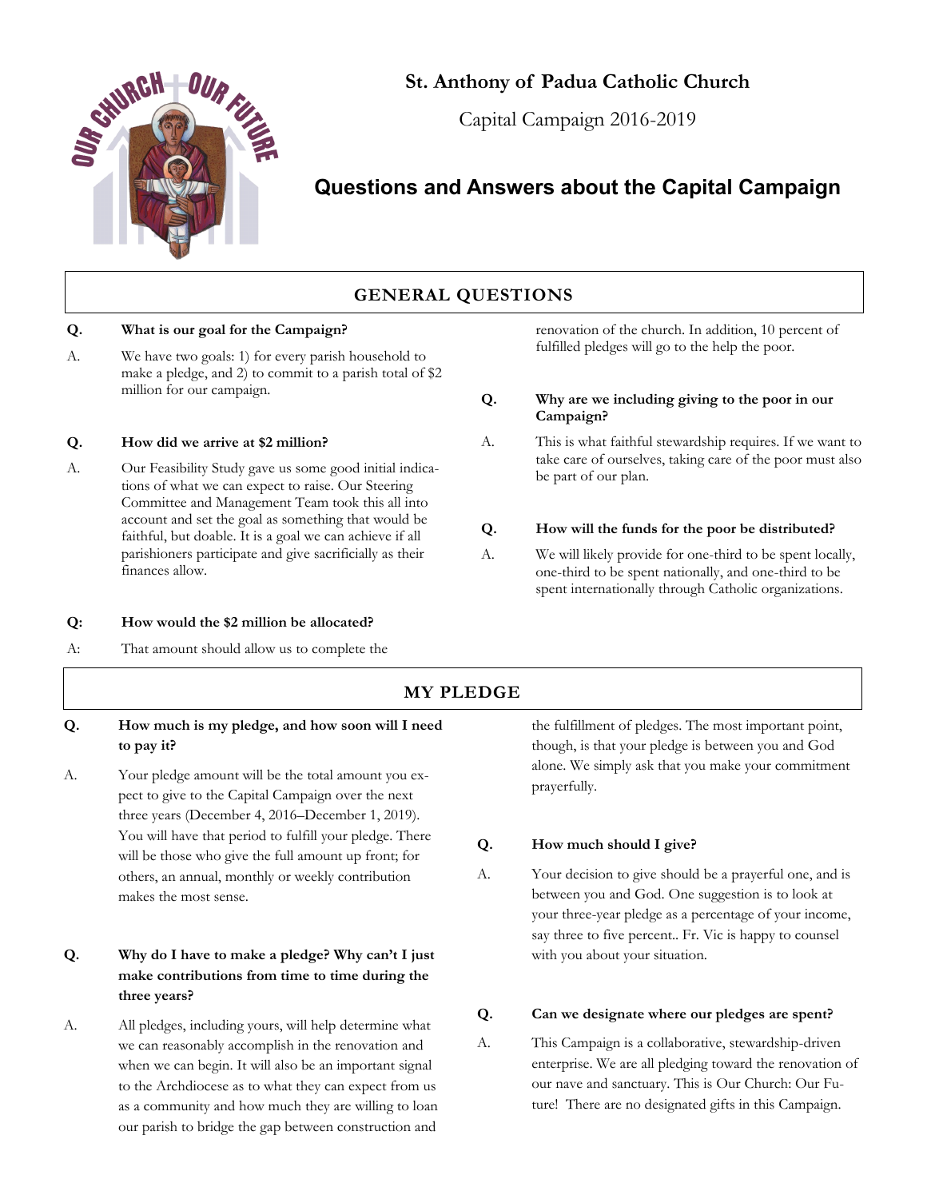# St. Anthony of Padua Catholic Church

Capital Campaign 2016-2019

## Questions and Answers about the Capital Campaign

### GENERAL QUESTIONS

**Q. What is our goal for the Campaign?**

A. We have two goals: 1) for every parish household to make a pledge, and 2) to commit to a parish total of $2 million for our campaign.

**Q. How did we arrive at $2 million?**

A. Our Feasibility Study gave us some good initial indications of what we can expect to raise. Our Steering Committee and Management Team took this all into account and set the goal as something that would be faithful, but doable. It is a goal we can achieve if all parishioners participate and give sacrificially as their finances allow.

**Q: How would the $2 million be allocated?**

A: That amount should allow us to complete the renovation of the church. In addition, 10 percent of fulfilled pledges will go to the help the poor.

**Q. Why are we including giving to the poor in our Campaign?**

A. This is what faithful stewardship requires. If we want to take care of ourselves, taking care of the poor must also be part of our plan.

**Q. How will the funds for the poor be distributed?**

A. We will likely provide for one-third to be spent locally, one-third to be spent nationally, and one-third to be spent internationally through Catholic organizations.

### MY PLEDGE

**Q. How much is my pledge, and how soon will I need to pay it?**

A. Your pledge amount will be the total amount you expect to give to the Capital Campaign over the next three years (December 4, 2016–December 1, 2019). You will have that period to fulfill your pledge. There will be those who give the full amount up front; for others, an annual, monthly or weekly contribution makes the most sense.

**Q. Why do I have to make a pledge? Why can't I just make contributions from time to time during the three years?**

A. All pledges, including yours, will help determine what we can reasonably accomplish in the renovation and when we can begin. It will also be an important signal to the Archdiocese as to what they can expect from us as a community and how much they are willing to loan our parish to bridge the gap between construction and the fulfillment of pledges. The most important point, though, is that your pledge is between you and God alone. We simply ask that you make your commitment prayerfully.

**Q. How much should I give?**

A. Your decision to give should be a prayerful one, and is between you and God. One suggestion is to look at your three-year pledge as a percentage of your income, say three to five percent.. Fr. Vic is happy to counsel with you about your situation.

**Q. Can we designate where our pledges are spent?**

A. This Campaign is a collaborative, stewardship-driven enterprise. We are all pledging toward the renovation of our nave and sanctuary. This is Our Church: Our Future! There are no designated gifts in this Campaign.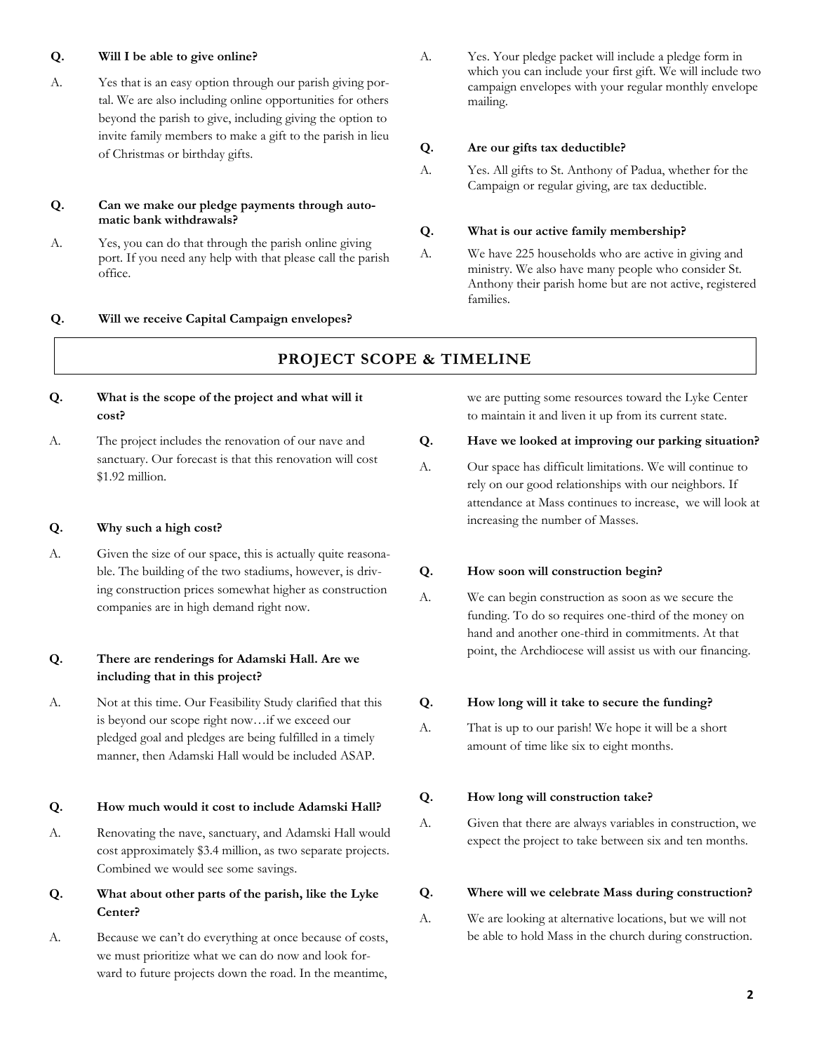**Q. Will I be able to give online?**

A. Yes that is an easy option through our parish giving portal. We are also including online opportunities for others beyond the parish to give, including giving the option to invite family members to make a gift to the parish in lieu of Christmas or birthday gifts.

**Q. Can we make our pledge payments through automatic bank withdrawals?**

A. Yes, you can do that through the parish online giving port. If you need any help with that please call the parish office.

**Q. Will we receive Capital Campaign envelopes?**

A. Yes. Your pledge packet will include a pledge form in which you can include your first gift. We will include two campaign envelopes with your regular monthly envelope mailing.

**Q. Are our gifts tax deductible?**

A. Yes. All gifts to St. Anthony of Padua, whether for the Campaign or regular giving, are tax deductible.

**Q. What is our active family membership?**

A. We have 225 households who are active in giving and ministry. We also have many people who consider St. Anthony their parish home but are not active, registered families.

## PROJECT SCOPE & TIMELINE

**Q. What is the scope of the project and what will it cost?**

A. The project includes the renovation of our nave and sanctuary. Our forecast is that this renovation will cost $1.92 million.

**Q. Why such a high cost?**

A. Given the size of our space, this is actually quite reasonable. The building of the two stadiums, however, is driving construction prices somewhat higher as construction companies are in high demand right now.

**Q. There are renderings for Adamski Hall. Are we including that in this project?**

A. Not at this time. Our Feasibility Study clarified that this is beyond our scope right now…if we exceed our pledged goal and pledges are being fulfilled in a timely manner, then Adamski Hall would be included ASAP.

**Q. How much would it cost to include Adamski Hall?**

A. Renovating the nave, sanctuary, and Adamski Hall would cost approximately $3.4 million, as two separate projects. Combined we would see some savings.

**Q. What about other parts of the parish, like the Lyke Center?**

A. Because we can't do everything at once because of costs, we must prioritize what we can do now and look forward to future projects down the road. In the meantime, we are putting some resources toward the Lyke Center to maintain it and liven it up from its current state.

**Q. Have we looked at improving our parking situation?**

A. Our space has difficult limitations. We will continue to rely on our good relationships with our neighbors. If attendance at Mass continues to increase, we will look at increasing the number of Masses.

**Q. How soon will construction begin?**

A. We can begin construction as soon as we secure the funding. To do so requires one-third of the money on hand and another one-third in commitments. At that point, the Archdiocese will assist us with our financing.

**Q. How long will it take to secure the funding?**

A. That is up to our parish! We hope it will be a short amount of time like six to eight months.

**Q. How long will construction take?**

A. Given that there are always variables in construction, we expect the project to take between six and ten months.

**Q. Where will we celebrate Mass during construction?**

A. We are looking at alternative locations, but we will not be able to hold Mass in the church during construction.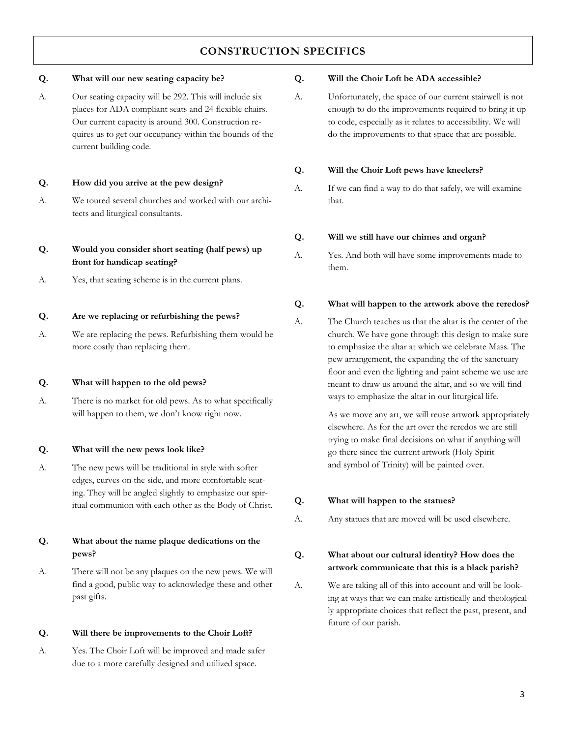## CONSTRUCTION SPECIFICS

**Q. What will our new seating capacity be?**

A. Our seating capacity will be 292. This will include six places for ADA compliant seats and 24 flexible chairs. Our current capacity is around 300. Construction requires us to get our occupancy within the bounds of the current building code.

**Q. How did you arrive at the pew design?**

A. We toured several churches and worked with our architects and liturgical consultants.

**Q. Would you consider short seating (half pews) up front for handicap seating?**

A. Yes, that seating scheme is in the current plans.

**Q. Are we replacing or refurbishing the pews?**

A. We are replacing the pews. Refurbishing them would be more costly than replacing them.

**Q. What will happen to the old pews?**

A. There is no market for old pews. As to what specifically will happen to them, we don't know right now.

**Q. What will the new pews look like?**

A. The new pews will be traditional in style with softer edges, curves on the side, and more comfortable seating. They will be angled slightly to emphasize our spiritual communion with each other as the Body of Christ.

**Q. What about the name plaque dedications on the pews?**

A. There will not be any plaques on the new pews. We will find a good, public way to acknowledge these and other past gifts.

**Q. Will there be improvements to the Choir Loft?**

A. Yes. The Choir Loft will be improved and made safer due to a more carefully designed and utilized space.

**Q. Will the Choir Loft be ADA accessible?**

A. Unfortunately, the space of our current stairwell is not enough to do the improvements required to bring it up to code, especially as it relates to accessibility. We will do the improvements to that space that are possible.

**Q. Will the Choir Loft pews have kneelers?**

A. If we can find a way to do that safely, we will examine that.

**Q. Will we still have our chimes and organ?**

A. Yes. And both will have some improvements made to them.

**Q. What will happen to the artwork above the reredos?**

A. The Church teaches us that the altar is the center of the church. We have gone through this design to make sure to emphasize the altar at which we celebrate Mass. The pew arrangement, the expanding the of the sanctuary floor and even the lighting and paint scheme we use are meant to draw us around the altar, and so we will find ways to emphasize the altar in our liturgical life.

As we move any art, we will reuse artwork appropriately elsewhere. As for the art over the reredos we are still trying to make final decisions on what if anything will go there since the current artwork (Holy Spirit and symbol of Trinity) will be painted over.

**Q. What will happen to the statues?**

A. Any statues that are moved will be used elsewhere.

**Q. What about our cultural identity? How does the artwork communicate that this is a black parish?**

A. We are taking all of this into account and will be looking at ways that we can make artistically and theologically appropriate choices that reflect the past, present, and future of our parish.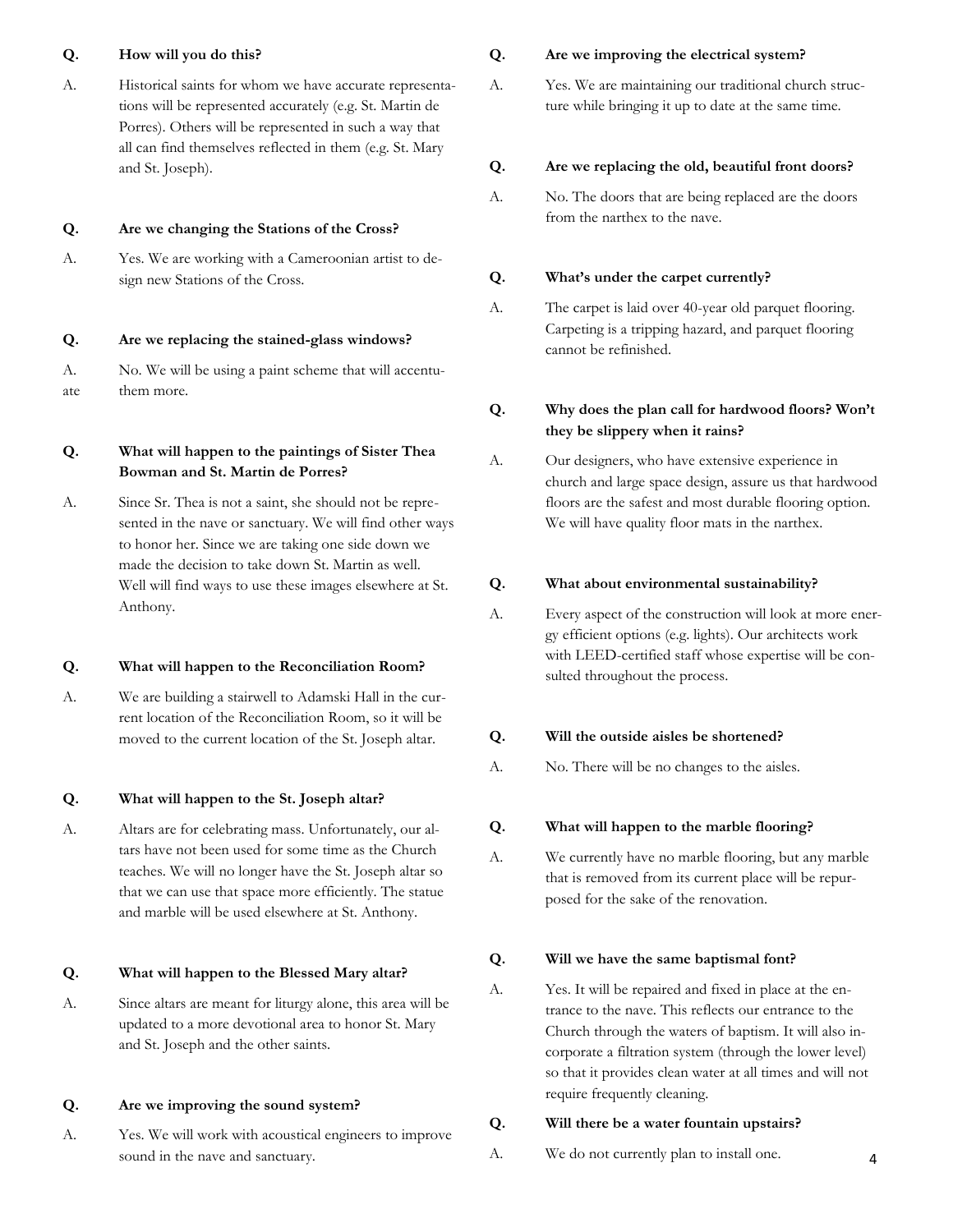**Q. How will you do this?**

A. Historical saints for whom we have accurate representations will be represented accurately (e.g. St. Martin de Porres). Others will be represented in such a way that all can find themselves reflected in them (e.g. St. Mary and St. Joseph).

**Q. Are we changing the Stations of the Cross?**

A. Yes. We are working with a Cameroonian artist to design new Stations of the Cross.

**Q. Are we replacing the stained-glass windows?**

A. No. We will be using a paint scheme that will accentuate them more.

**Q. What will happen to the paintings of Sister Thea Bowman and St. Martin de Porres?**

A. Since Sr. Thea is not a saint, she should not be represented in the nave or sanctuary. We will find other ways to honor her. Since we are taking one side down we made the decision to take down St. Martin as well. Well will find ways to use these images elsewhere at St. Anthony.

**Q. What will happen to the Reconciliation Room?**

A. We are building a stairwell to Adamski Hall in the current location of the Reconciliation Room, so it will be moved to the current location of the St. Joseph altar.

**Q. What will happen to the St. Joseph altar?**

A. Altars are for celebrating mass. Unfortunately, our altars have not been used for some time as the Church teaches. We will no longer have the St. Joseph altar so that we can use that space more efficiently. The statue and marble will be used elsewhere at St. Anthony.

**Q. What will happen to the Blessed Mary altar?**

A. Since altars are meant for liturgy alone, this area will be updated to a more devotional area to honor St. Mary and St. Joseph and the other saints.

**Q. Are we improving the sound system?**

A. Yes. We will work with acoustical engineers to improve sound in the nave and sanctuary.

**Q. Are we improving the electrical system?**

A. Yes. We are maintaining our traditional church structure while bringing it up to date at the same time.

**Q. Are we replacing the old, beautiful front doors?**

A. No. The doors that are being replaced are the doors from the narthex to the nave.

**Q. What's under the carpet currently?**

A. The carpet is laid over 40-year old parquet flooring. Carpeting is a tripping hazard, and parquet flooring cannot be refinished.

**Q. Why does the plan call for hardwood floors? Won't they be slippery when it rains?**

A. Our designers, who have extensive experience in church and large space design, assure us that hardwood floors are the safest and most durable flooring option. We will have quality floor mats in the narthex.

**Q. What about environmental sustainability?**

A. Every aspect of the construction will look at more energy efficient options (e.g. lights). Our architects work with LEED-certified staff whose expertise will be consulted throughout the process.

**Q. Will the outside aisles be shortened?**

A. No. There will be no changes to the aisles.

**Q. What will happen to the marble flooring?**

A. We currently have no marble flooring, but any marble that is removed from its current place will be repurposed for the sake of the renovation.

**Q. Will we have the same baptismal font?**

A. Yes. It will be repaired and fixed in place at the entrance to the nave. This reflects our entrance to the Church through the waters of baptism. It will also incorporate a filtration system (through the lower level) so that it provides clean water at all times and will not require frequently cleaning.

**Q. Will there be a water fountain upstairs?**

A. We do not currently plan to install one.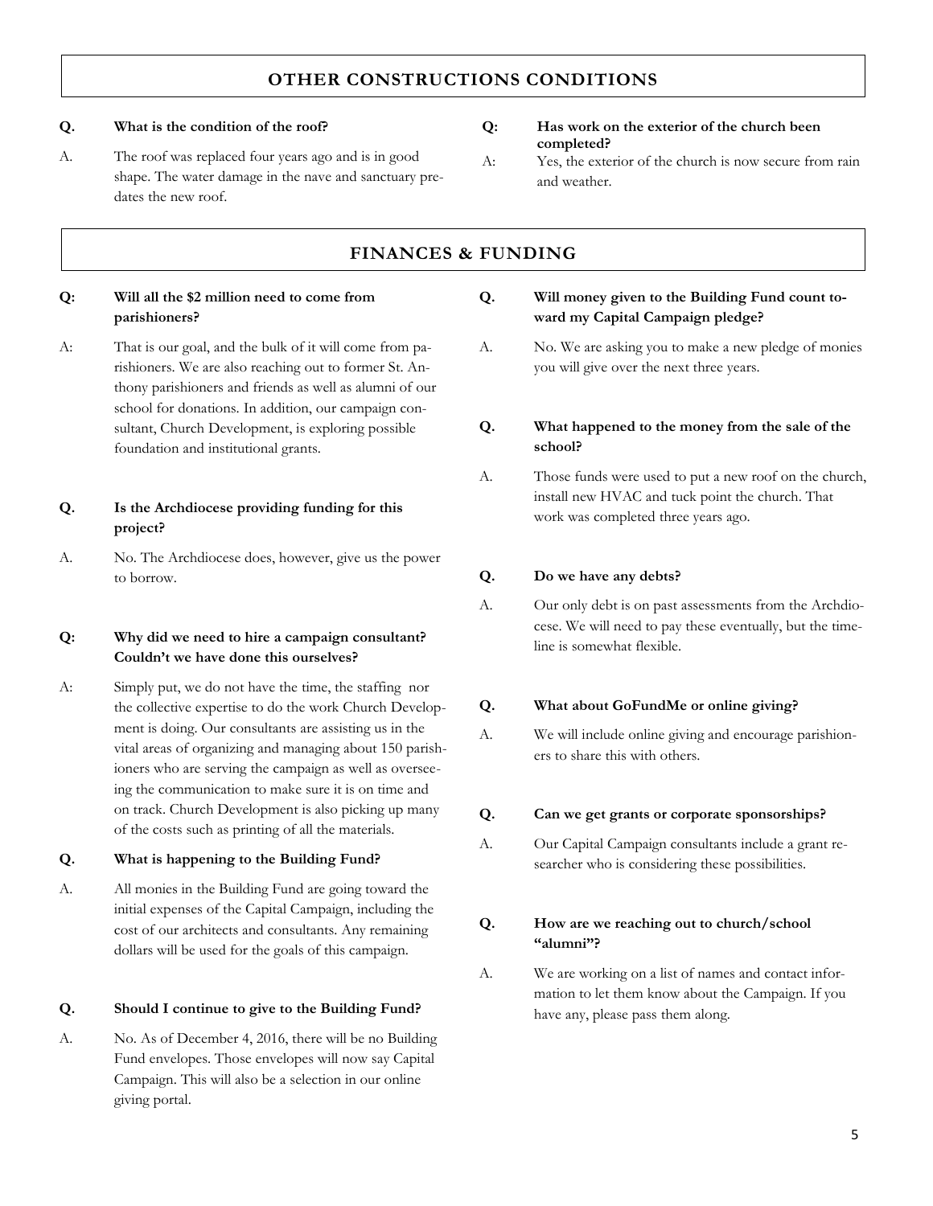## OTHER CONSTRUCTIONS CONDITIONS

**Q. What is the condition of the roof?**

A. The roof was replaced four years ago and is in good shape. The water damage in the nave and sanctuary predates the new roof.

**Q: Has work on the exterior of the church been completed?**

A: Yes, the exterior of the church is now secure from rain and weather.

## FINANCES & FUNDING

**Q: Will all the $2 million need to come from parishioners?**

A: That is our goal, and the bulk of it will come from parishioners. We are also reaching out to former St. Anthony parishioners and friends as well as alumni of our school for donations. In addition, our campaign consultant, Church Development, is exploring possible foundation and institutional grants.

**Q. Is the Archdiocese providing funding for this project?**

A. No. The Archdiocese does, however, give us the power to borrow.

**Q: Why did we need to hire a campaign consultant? Couldn't we have done this ourselves?**

A: Simply put, we do not have the time, the staffing nor the collective expertise to do the work Church Development is doing. Our consultants are assisting us in the vital areas of organizing and managing about 150 parishioners who are serving the campaign as well as overseeing the communication to make sure it is on time and on track. Church Development is also picking up many of the costs such as printing of all the materials.

**Q. What is happening to the Building Fund?**

A. All monies in the Building Fund are going toward the initial expenses of the Capital Campaign, including the cost of our architects and consultants. Any remaining dollars will be used for the goals of this campaign.

**Q. Should I continue to give to the Building Fund?**

A. No. As of December 4, 2016, there will be no Building Fund envelopes. Those envelopes will now say Capital Campaign. This will also be a selection in our online giving portal.

**Q. Will money given to the Building Fund count toward my Capital Campaign pledge?**

A. No. We are asking you to make a new pledge of monies you will give over the next three years.

**Q. What happened to the money from the sale of the school?**

A. Those funds were used to put a new roof on the church, install new HVAC and tuck point the church. That work was completed three years ago.

**Q. Do we have any debts?**

A. Our only debt is on past assessments from the Archdiocese. We will need to pay these eventually, but the timeline is somewhat flexible.

**Q. What about GoFundMe or online giving?**

A. We will include online giving and encourage parishioners to share this with others.

**Q. Can we get grants or corporate sponsorships?**

A. Our Capital Campaign consultants include a grant researcher who is considering these possibilities.

**Q. How are we reaching out to church/school "alumni"?**

A. We are working on a list of names and contact information to let them know about the Campaign. If you have any, please pass them along.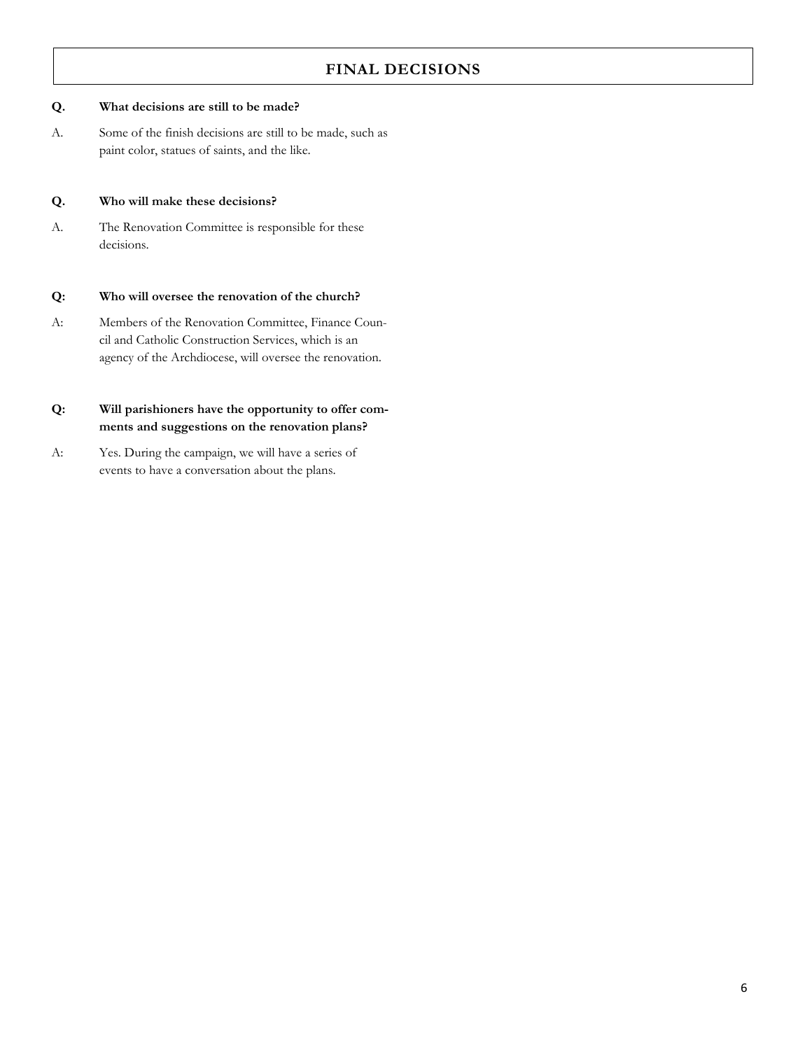## FINAL DECISIONS

**Q. What decisions are still to be made?**

A. Some of the finish decisions are still to be made, such as paint color, statues of saints, and the like.

**Q. Who will make these decisions?**

A. The Renovation Committee is responsible for these decisions.

**Q: Who will oversee the renovation of the church?**

A: Members of the Renovation Committee, Finance Council and Catholic Construction Services, which is an agency of the Archdiocese, will oversee the renovation.

**Q: Will parishioners have the opportunity to offer comments and suggestions on the renovation plans?**

A: Yes. During the campaign, we will have a series of events to have a conversation about the plans.